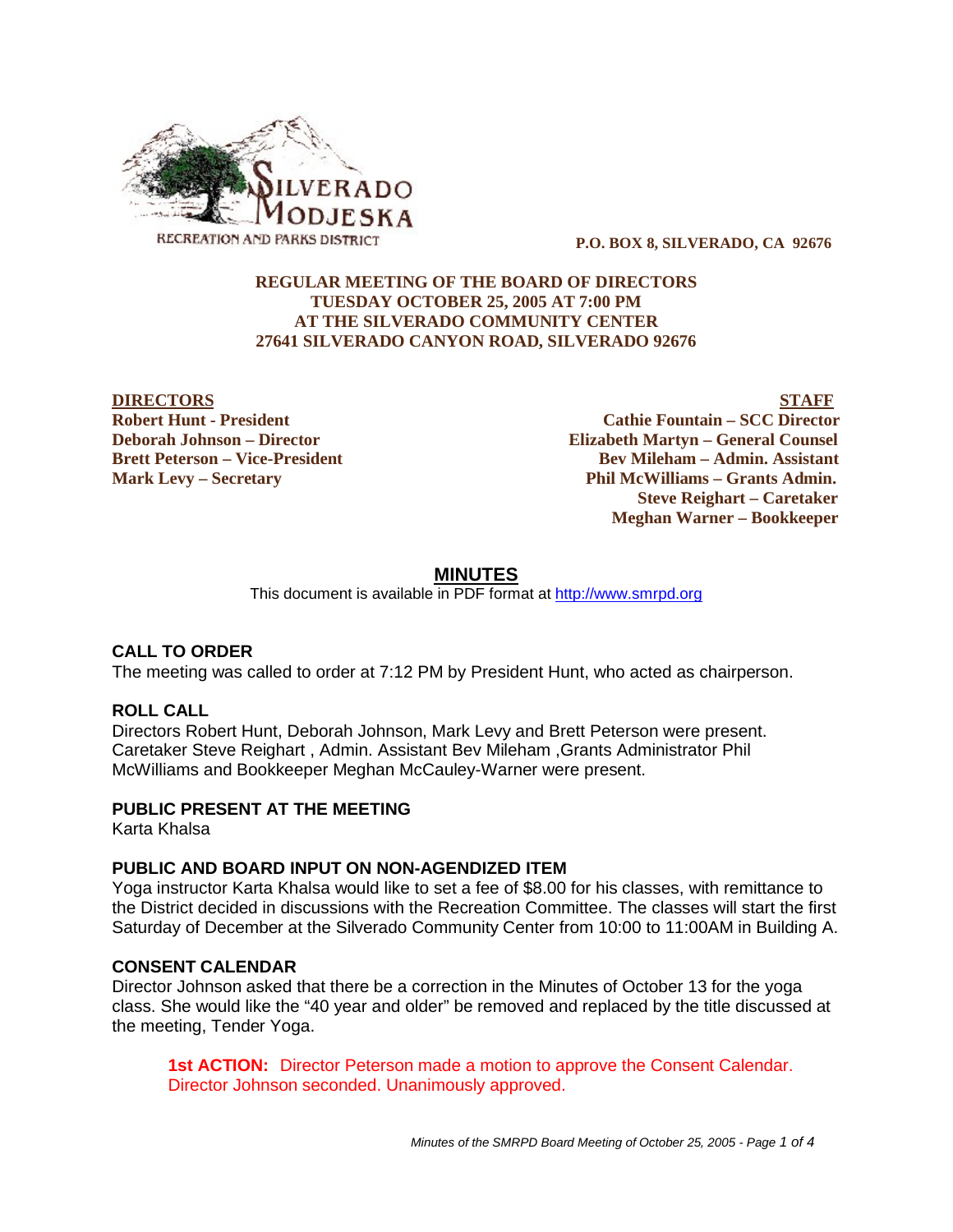SILVERADO MODJESKA RECREATION AND PARKS DISTRICT

**P.O. BOX 8, SILVERADO, CA 92676**

**REGULAR MEETING OF THE BOARD OF DIRECTORS**
**TUESDAY OCTOBER 25, 2005 AT 7:00 PM**
**AT THE SILVERADO COMMUNITY CENTER**
**27641 SILVERADO CANYON ROAD, SILVERADO 92676**

| DIRECTORS | STAFF |
| --- | --- |
| **Robert Hunt - President** | **Cathie Fountain – SCC Director** |
| **Deborah Johnson – Director** | **Elizabeth Martyn – General Counsel** |
| **Brett Peterson – Vice-President** | **Bev Mileham – Admin. Assistant** |
| **Mark Levy – Secretary** | **Phil McWilliams – Grants Admin.** |
| | **Steve Reighart – Caretaker** |
| | **Meghan Warner – Bookkeeper** |

# MINUTES

This document is available in PDF format at http://www.smrpd.org

## CALL TO ORDER

The meeting was called to order at 7:12 PM by President Hunt, who acted as chairperson.

## ROLL CALL

Directors Robert Hunt, Deborah Johnson, Mark Levy and Brett Peterson were present. Caretaker Steve Reighart , Admin. Assistant Bev Mileham ,Grants Administrator Phil McWilliams and Bookkeeper Meghan McCauley-Warner were present.

## PUBLIC PRESENT AT THE MEETING

Karta Khalsa

## PUBLIC AND BOARD INPUT ON NON-AGENDIZED ITEM

Yoga instructor Karta Khalsa would like to set a fee of $8.00 for his classes, with remittance to the District decided in discussions with the Recreation Committee. The classes will start the first Saturday of December at the Silverado Community Center from 10:00 to 11:00AM in Building A.

## CONSENT CALENDAR

Director Johnson asked that there be a correction in the Minutes of October 13 for the yoga class. She would like the "40 year and older" be removed and replaced by the title discussed at the meeting, Tender Yoga.

> **1st ACTION:** Director Peterson made a motion to approve the Consent Calendar. Director Johnson seconded. Unanimously approved.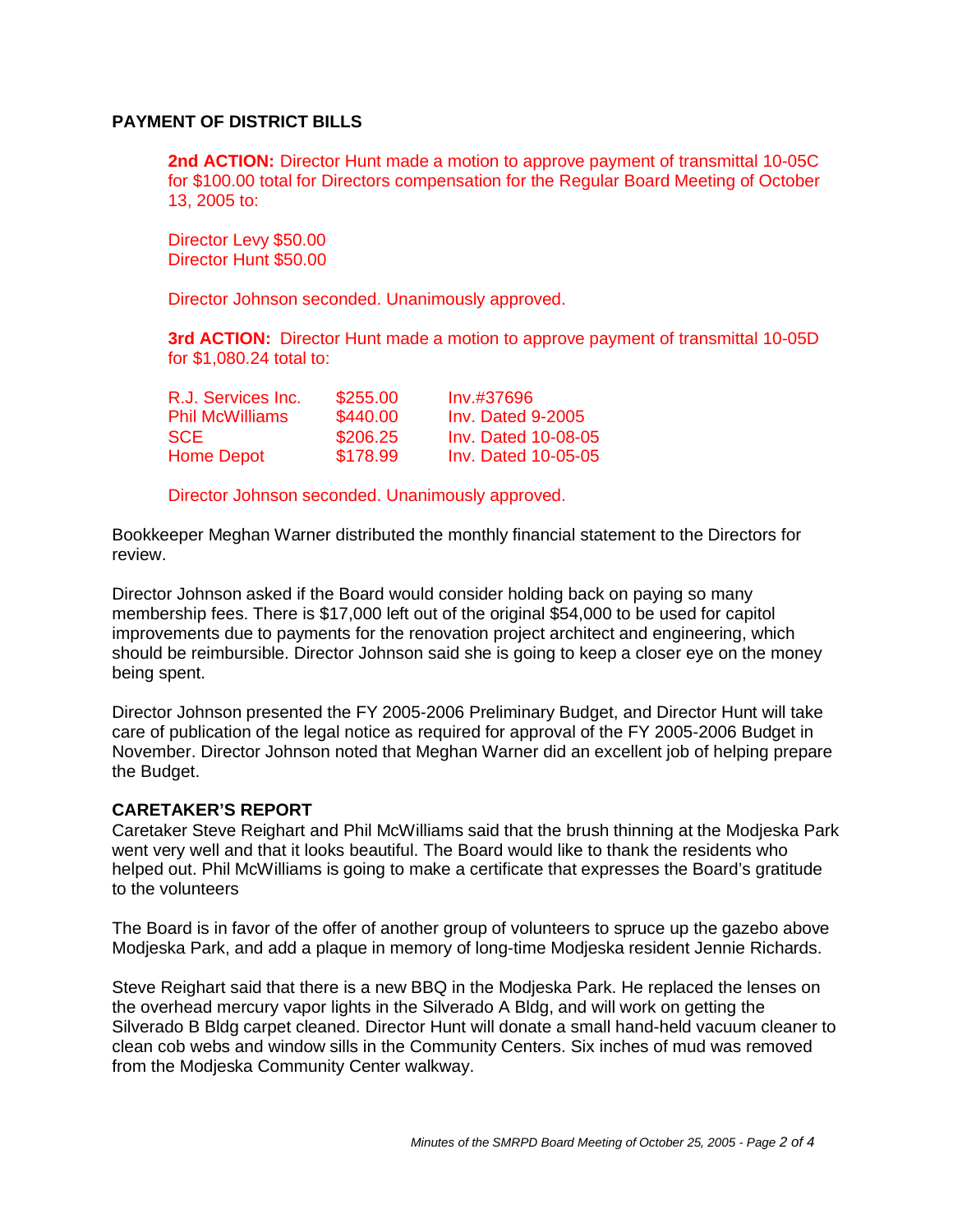## PAYMENT OF DISTRICT BILLS

**2nd ACTION:** Director Hunt made a motion to approve payment of transmittal 10-05C for $100.00 total for Directors compensation for the Regular Board Meeting of October 13, 2005 to:

Director Levy $50.00
Director Hunt $50.00

Director Johnson seconded. Unanimously approved.

**3rd ACTION:** Director Hunt made a motion to approve payment of transmittal 10-05D for $1,080.24 total to:

| | | |
|---|---|---|
| R.J. Services Inc. | $255.00 | Inv.#37696 |
| Phil McWilliams | $440.00 | Inv. Dated 9-2005 |
| SCE | $206.25 | Inv. Dated 10-08-05 |
| Home Depot | $178.99 | Inv. Dated 10-05-05 |

Director Johnson seconded. Unanimously approved.

Bookkeeper Meghan Warner distributed the monthly financial statement to the Directors for review.

Director Johnson asked if the Board would consider holding back on paying so many membership fees. There is $17,000 left out of the original $54,000 to be used for capitol improvements due to payments for the renovation project architect and engineering, which should be reimbursible. Director Johnson said she is going to keep a closer eye on the money being spent.

Director Johnson presented the FY 2005-2006 Preliminary Budget, and Director Hunt will take care of publication of the legal notice as required for approval of the FY 2005-2006 Budget in November. Director Johnson noted that Meghan Warner did an excellent job of helping prepare the Budget.

## CARETAKER'S REPORT

Caretaker Steve Reighart and Phil McWilliams said that the brush thinning at the Modjeska Park went very well and that it looks beautiful. The Board would like to thank the residents who helped out. Phil McWilliams is going to make a certificate that expresses the Board's gratitude to the volunteers

The Board is in favor of the offer of another group of volunteers to spruce up the gazebo above Modjeska Park, and add a plaque in memory of long-time Modjeska resident Jennie Richards.

Steve Reighart said that there is a new BBQ in the Modjeska Park. He replaced the lenses on the overhead mercury vapor lights in the Silverado A Bldg, and will work on getting the Silverado B Bldg carpet cleaned. Director Hunt will donate a small hand-held vacuum cleaner to clean cob webs and window sills in the Community Centers. Six inches of mud was removed from the Modjeska Community Center walkway.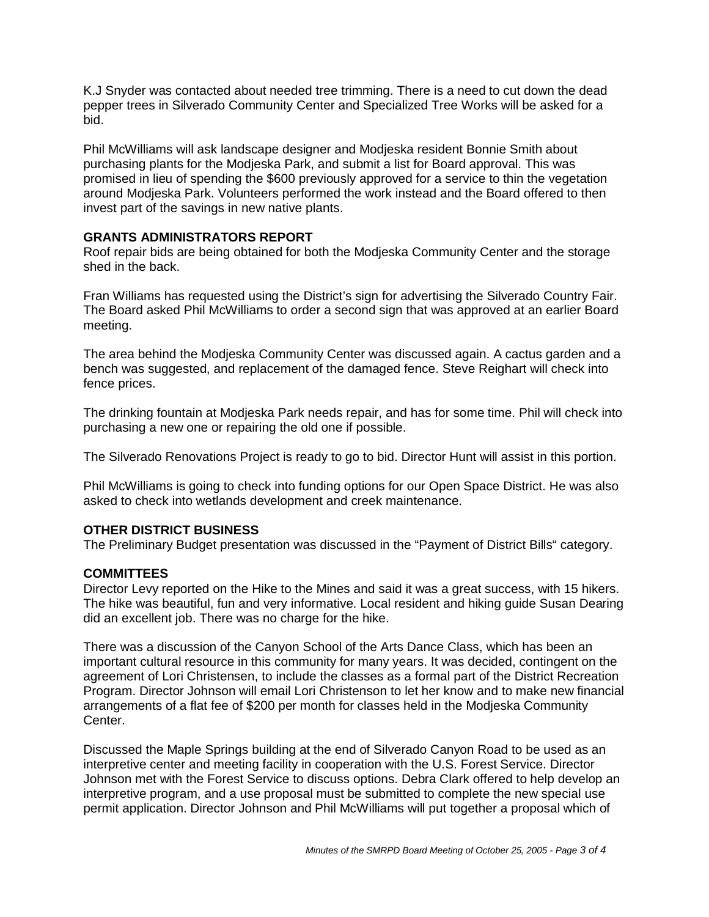K.J Snyder was contacted about needed tree trimming. There is a need to cut down the dead pepper trees in Silverado Community Center and Specialized Tree Works will be asked for a bid.

Phil McWilliams will ask landscape designer and Modjeska resident Bonnie Smith about purchasing plants for the Modjeska Park, and submit a list for Board approval. This was promised in lieu of spending the $600 previously approved for a service to thin the vegetation around Modjeska Park. Volunteers performed the work instead and the Board offered to then invest part of the savings in new native plants.

**GRANTS ADMINISTRATORS REPORT**

Roof repair bids are being obtained for both the Modjeska Community Center and the storage shed in the back.

Fran Williams has requested using the District's sign for advertising the Silverado Country Fair. The Board asked Phil McWilliams to order a second sign that was approved at an earlier Board meeting.

The area behind the Modjeska Community Center was discussed again. A cactus garden and a bench was suggested, and replacement of the damaged fence. Steve Reighart will check into fence prices.

The drinking fountain at Modjeska Park needs repair, and has for some time. Phil will check into purchasing a new one or repairing the old one if possible.

The Silverado Renovations Project is ready to go to bid. Director Hunt will assist in this portion.

Phil McWilliams is going to check into funding options for our Open Space District. He was also asked to check into wetlands development and creek maintenance.

**OTHER DISTRICT BUSINESS**

The Preliminary Budget presentation was discussed in the "Payment of District Bills" category.

**COMMITTEES**

Director Levy reported on the Hike to the Mines and said it was a great success, with 15 hikers. The hike was beautiful, fun and very informative. Local resident and hiking guide Susan Dearing did an excellent job. There was no charge for the hike.

There was a discussion of the Canyon School of the Arts Dance Class, which has been an important cultural resource in this community for many years. It was decided, contingent on the agreement of Lori Christensen, to include the classes as a formal part of the District Recreation Program. Director Johnson will email Lori Christenson to let her know and to make new financial arrangements of a flat fee of $200 per month for classes held in the Modjeska Community Center.

Discussed the Maple Springs building at the end of Silverado Canyon Road to be used as an interpretive center and meeting facility in cooperation with the U.S. Forest Service. Director Johnson met with the Forest Service to discuss options. Debra Clark offered to help develop an interpretive program, and a use proposal must be submitted to complete the new special use permit application. Director Johnson and Phil McWilliams will put together a proposal which of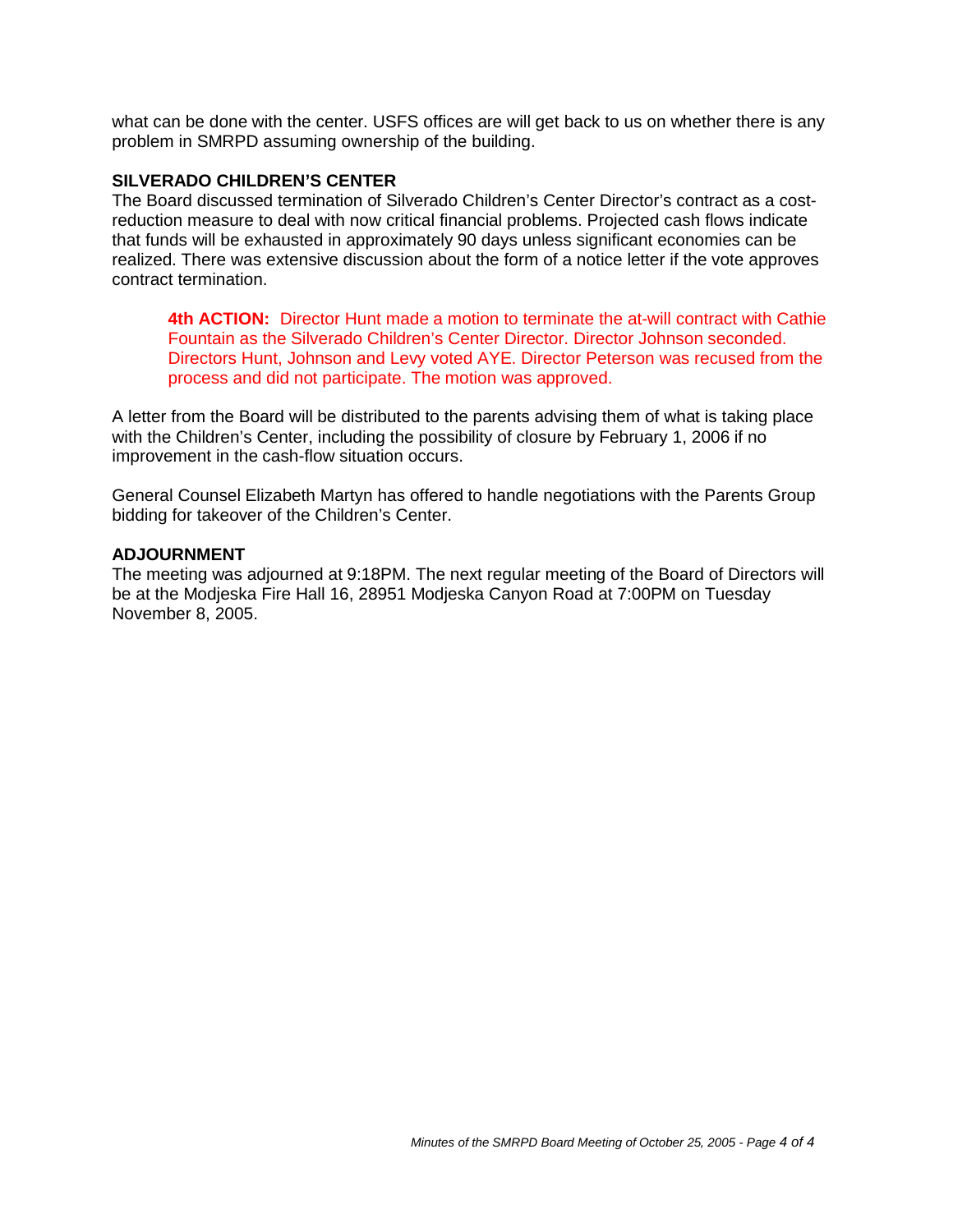what can be done with the center. USFS offices are will get back to us on whether there is any problem in SMRPD assuming ownership of the building.

**SILVERADO CHILDREN'S CENTER**

The Board discussed termination of Silverado Children's Center Director's contract as a cost-reduction measure to deal with now critical financial problems. Projected cash flows indicate that funds will be exhausted in approximately 90 days unless significant economies can be realized. There was extensive discussion about the form of a notice letter if the vote approves contract termination.

> **4th ACTION:** Director Hunt made a motion to terminate the at-will contract with Cathie Fountain as the Silverado Children's Center Director. Director Johnson seconded. Directors Hunt, Johnson and Levy voted AYE. Director Peterson was recused from the process and did not participate. The motion was approved.

A letter from the Board will be distributed to the parents advising them of what is taking place with the Children's Center, including the possibility of closure by February 1, 2006 if no improvement in the cash-flow situation occurs.

General Counsel Elizabeth Martyn has offered to handle negotiations with the Parents Group bidding for takeover of the Children's Center.

**ADJOURNMENT**

The meeting was adjourned at 9:18PM. The next regular meeting of the Board of Directors will be at the Modjeska Fire Hall 16, 28951 Modjeska Canyon Road at 7:00PM on Tuesday November 8, 2005.